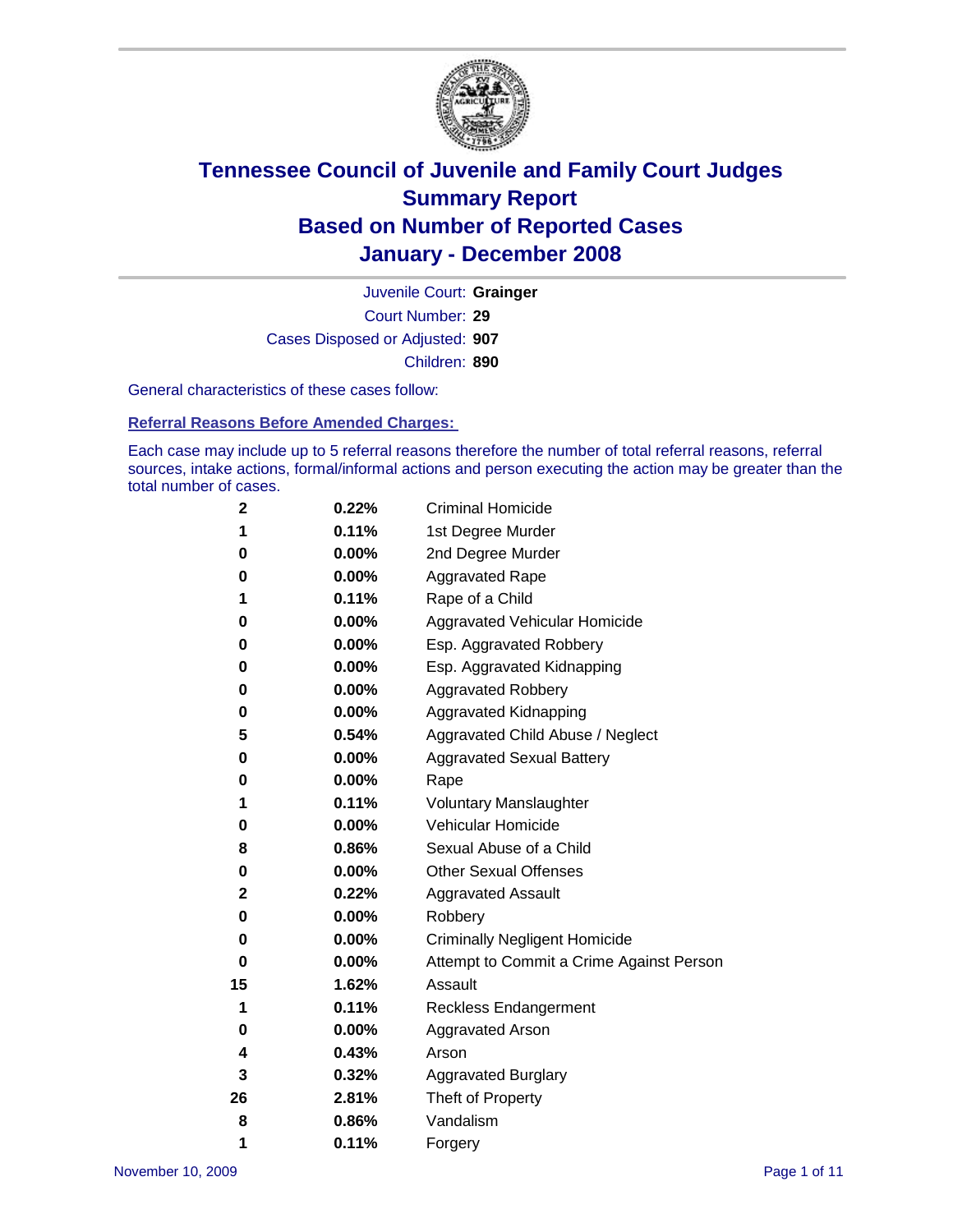# Tennessee Council of Juvenile and Family Court Judges
## Summary Report
## Based on Number of Reported Cases
## January - December 2008

Juvenile Court: **Grainger**

Court Number: **29**

Cases Disposed or Adjusted: **907**

Children: **890**

General characteristics of these cases follow:

### Referral Reasons Before Amended Charges:

Each case may include up to 5 referral reasons therefore the number of total referral reasons, referral sources, intake actions, formal/informal actions and person executing the action may be greater than the total number of cases.

| | | |
|---|---|---|
| 2 | 0.22% | Criminal Homicide |
| 1 | 0.11% | 1st Degree Murder |
| 0 | 0.00% | 2nd Degree Murder |
| 0 | 0.00% | Aggravated Rape |
| 1 | 0.11% | Rape of a Child |
| 0 | 0.00% | Aggravated Vehicular Homicide |
| 0 | 0.00% | Esp. Aggravated Robbery |
| 0 | 0.00% | Esp. Aggravated Kidnapping |
| 0 | 0.00% | Aggravated Robbery |
| 0 | 0.00% | Aggravated Kidnapping |
| 5 | 0.54% | Aggravated Child Abuse / Neglect |
| 0 | 0.00% | Aggravated Sexual Battery |
| 0 | 0.00% | Rape |
| 1 | 0.11% | Voluntary Manslaughter |
| 0 | 0.00% | Vehicular Homicide |
| 8 | 0.86% | Sexual Abuse of a Child |
| 0 | 0.00% | Other Sexual Offenses |
| 2 | 0.22% | Aggravated Assault |
| 0 | 0.00% | Robbery |
| 0 | 0.00% | Criminally Negligent Homicide |
| 0 | 0.00% | Attempt to Commit a Crime Against Person |
| 15 | 1.62% | Assault |
| 1 | 0.11% | Reckless Endangerment |
| 0 | 0.00% | Aggravated Arson |
| 4 | 0.43% | Arson |
| 3 | 0.32% | Aggravated Burglary |
| 26 | 2.81% | Theft of Property |
| 8 | 0.86% | Vandalism |
| 1 | 0.11% | Forgery |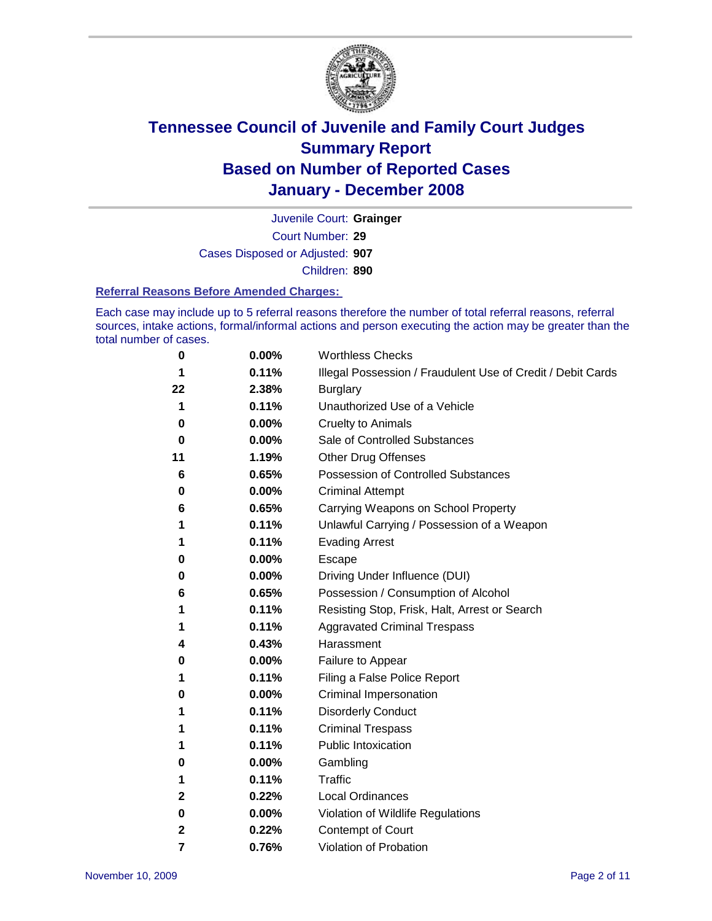# Tennessee Council of Juvenile and Family Court Judges
## Summary Report
## Based on Number of Reported Cases
## January - December 2008

Juvenile Court: **Grainger**

Court Number: **29**

Cases Disposed or Adjusted: **907**

Children: **890**

### Referral Reasons Before Amended Charges:

Each case may include up to 5 referral reasons therefore the number of total referral reasons, referral sources, intake actions, formal/informal actions and person executing the action may be greater than the total number of cases.

| Count | Percent | Referral Reason |
|---|---|---|
| 0 | 0.00% | Worthless Checks |
| 1 | 0.11% | Illegal Possession / Fraudulent Use of Credit / Debit Cards |
| 22 | 2.38% | Burglary |
| 1 | 0.11% | Unauthorized Use of a Vehicle |
| 0 | 0.00% | Cruelty to Animals |
| 0 | 0.00% | Sale of Controlled Substances |
| 11 | 1.19% | Other Drug Offenses |
| 6 | 0.65% | Possession of Controlled Substances |
| 0 | 0.00% | Criminal Attempt |
| 6 | 0.65% | Carrying Weapons on School Property |
| 1 | 0.11% | Unlawful Carrying / Possession of a Weapon |
| 1 | 0.11% | Evading Arrest |
| 0 | 0.00% | Escape |
| 0 | 0.00% | Driving Under Influence (DUI) |
| 6 | 0.65% | Possession / Consumption of Alcohol |
| 1 | 0.11% | Resisting Stop, Frisk, Halt, Arrest or Search |
| 1 | 0.11% | Aggravated Criminal Trespass |
| 4 | 0.43% | Harassment |
| 0 | 0.00% | Failure to Appear |
| 1 | 0.11% | Filing a False Police Report |
| 0 | 0.00% | Criminal Impersonation |
| 1 | 0.11% | Disorderly Conduct |
| 1 | 0.11% | Criminal Trespass |
| 1 | 0.11% | Public Intoxication |
| 0 | 0.00% | Gambling |
| 1 | 0.11% | Traffic |
| 2 | 0.22% | Local Ordinances |
| 0 | 0.00% | Violation of Wildlife Regulations |
| 2 | 0.22% | Contempt of Court |
| 7 | 0.76% | Violation of Probation |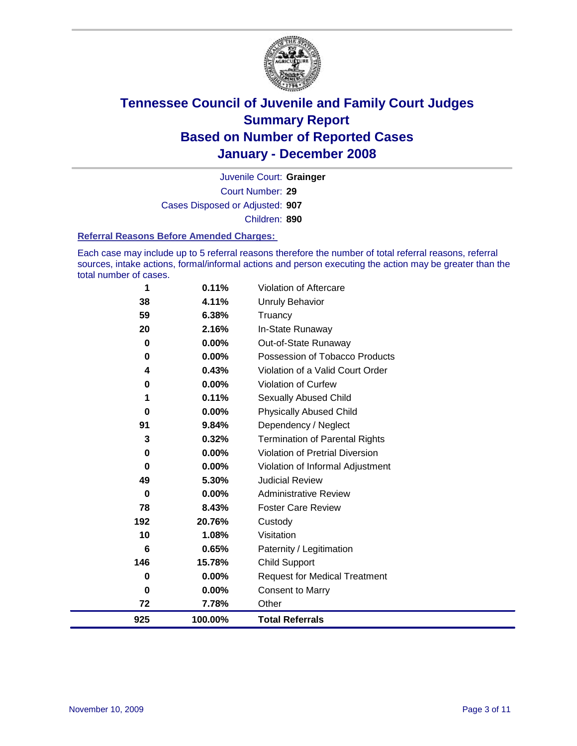# Tennessee Council of Juvenile and Family Court Judges
# Summary Report
# Based on Number of Reported Cases
# January - December 2008

Juvenile Court: **Grainger**

Court Number: **29**

Cases Disposed or Adjusted: **907**

Children: **890**

### Referral Reasons Before Amended Charges:

Each case may include up to 5 referral reasons therefore the number of total referral reasons, referral sources, intake actions, formal/informal actions and person executing the action may be greater than the total number of cases.

| | | |
|---|---|---|
| 1 | 0.11% | Violation of Aftercare |
| 38 | 4.11% | Unruly Behavior |
| 59 | 6.38% | Truancy |
| 20 | 2.16% | In-State Runaway |
| 0 | 0.00% | Out-of-State Runaway |
| 0 | 0.00% | Possession of Tobacco Products |
| 4 | 0.43% | Violation of a Valid Court Order |
| 0 | 0.00% | Violation of Curfew |
| 1 | 0.11% | Sexually Abused Child |
| 0 | 0.00% | Physically Abused Child |
| 91 | 9.84% | Dependency / Neglect |
| 3 | 0.32% | Termination of Parental Rights |
| 0 | 0.00% | Violation of Pretrial Diversion |
| 0 | 0.00% | Violation of Informal Adjustment |
| 49 | 5.30% | Judicial Review |
| 0 | 0.00% | Administrative Review |
| 78 | 8.43% | Foster Care Review |
| 192 | 20.76% | Custody |
| 10 | 1.08% | Visitation |
| 6 | 0.65% | Paternity / Legitimation |
| 146 | 15.78% | Child Support |
| 0 | 0.00% | Request for Medical Treatment |
| 0 | 0.00% | Consent to Marry |
| 72 | 7.78% | Other |
| **925** | **100.00%** | **Total Referrals** |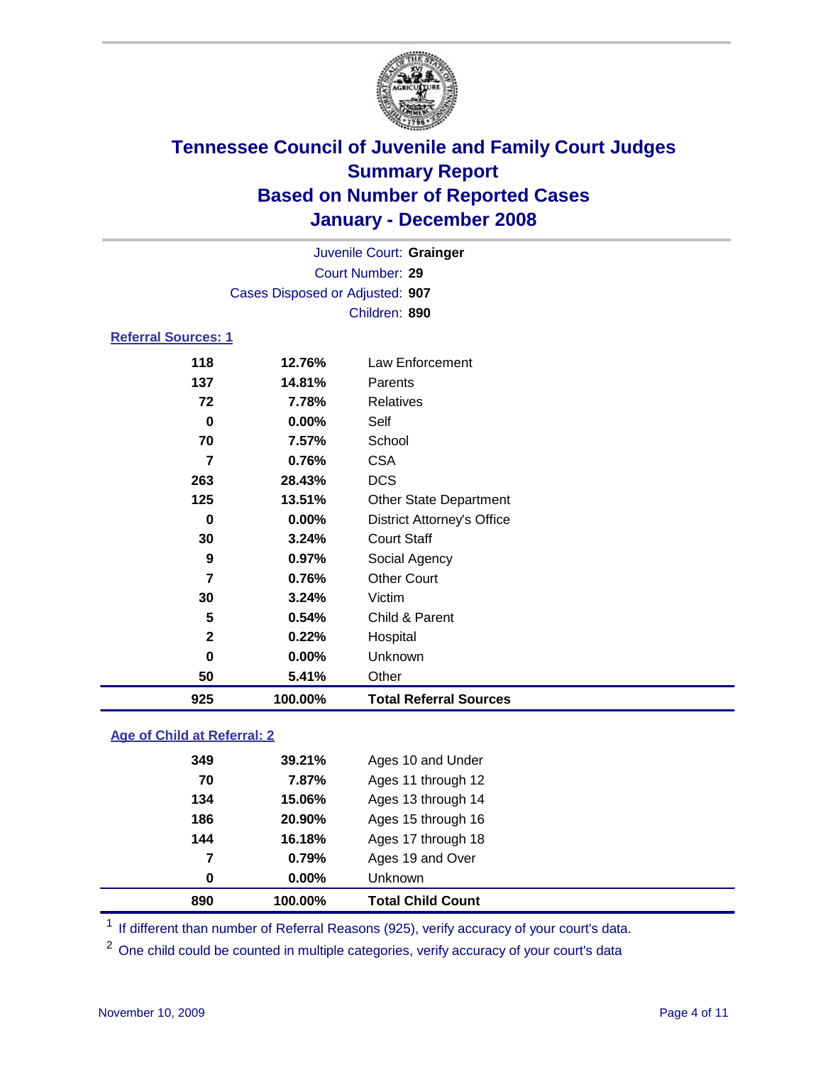# Tennessee Council of Juvenile and Family Court Judges
## Summary Report
## Based on Number of Reported Cases
## January - December 2008

Juvenile Court: **Grainger**
Court Number: **29**
Cases Disposed or Adjusted: **907**
Children: **890**

### Referral Sources: 1

| Count | Percent | Source |
|---|---|---|
| 118 | 12.76% | Law Enforcement |
| 137 | 14.81% | Parents |
| 72 | 7.78% | Relatives |
| 0 | 0.00% | Self |
| 70 | 7.57% | School |
| 7 | 0.76% | CSA |
| 263 | 28.43% | DCS |
| 125 | 13.51% | Other State Department |
| 0 | 0.00% | District Attorney's Office |
| 30 | 3.24% | Court Staff |
| 9 | 0.97% | Social Agency |
| 7 | 0.76% | Other Court |
| 30 | 3.24% | Victim |
| 5 | 0.54% | Child & Parent |
| 2 | 0.22% | Hospital |
| 0 | 0.00% | Unknown |
| 50 | 5.41% | Other |
| **925** | **100.00%** | **Total Referral Sources** |

### Age of Child at Referral: 2

| Count | Percent | Age |
|---|---|---|
| 349 | 39.21% | Ages 10 and Under |
| 70 | 7.87% | Ages 11 through 12 |
| 134 | 15.06% | Ages 13 through 14 |
| 186 | 20.90% | Ages 15 through 16 |
| 144 | 16.18% | Ages 17 through 18 |
| 7 | 0.79% | Ages 19 and Over |
| 0 | 0.00% | Unknown |
| **890** | **100.00%** | **Total Child Count** |

[1] If different than number of Referral Reasons (925), verify accuracy of your court's data.

[2] One child could be counted in multiple categories, verify accuracy of your court's data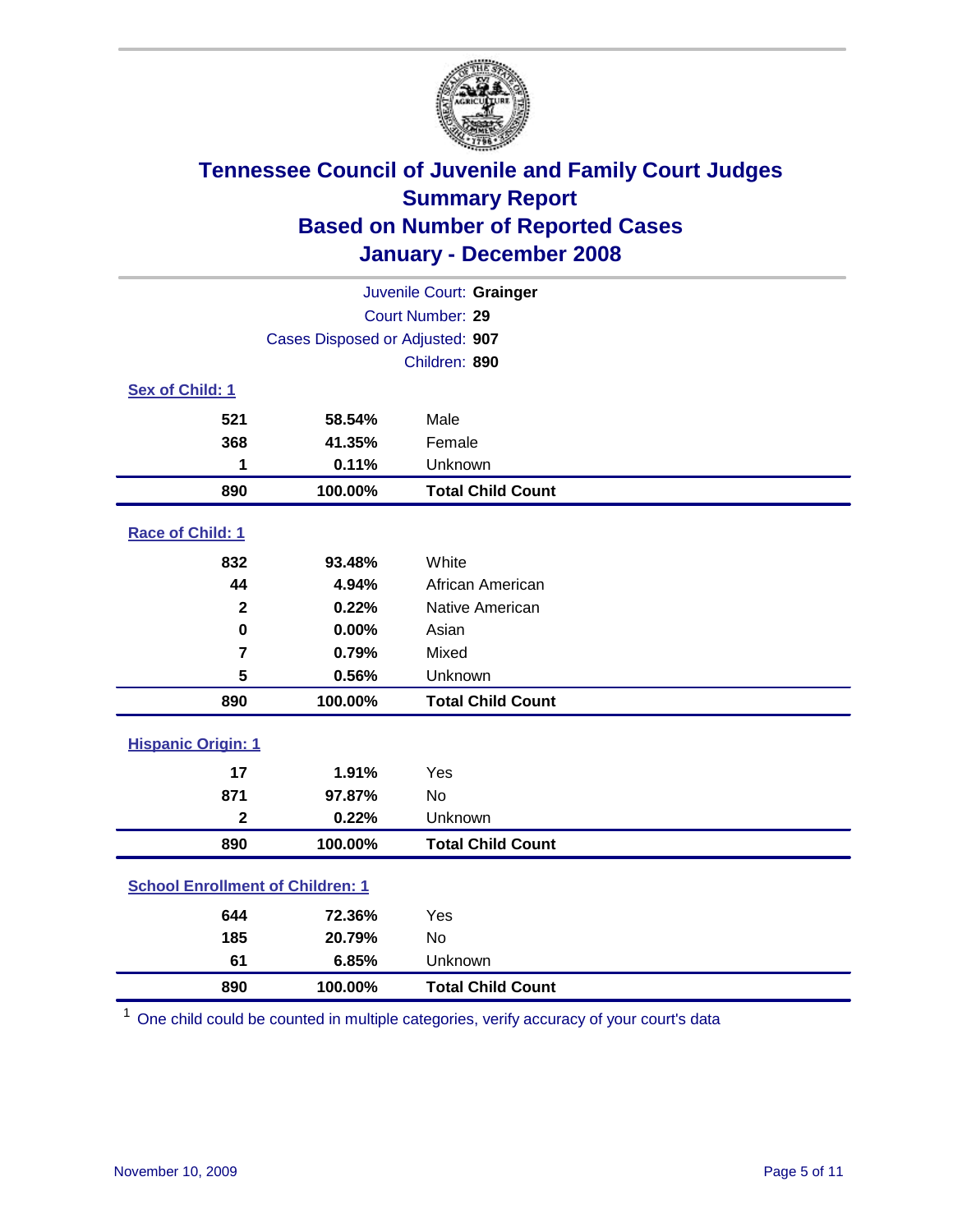# Tennessee Council of Juvenile and Family Court Judges
## Summary Report
## Based on Number of Reported Cases
## January - December 2008

Juvenile Court: **Grainger**
Court Number: **29**
Cases Disposed or Adjusted: **907**
Children: **890**

### Sex of Child: 1

| Count | Percent | Category |
|---|---|---|
| 521 | 58.54% | Male |
| 368 | 41.35% | Female |
| 1 | 0.11% | Unknown |
| **890** | **100.00%** | **Total Child Count** |

### Race of Child: 1

| Count | Percent | Category |
|---|---|---|
| 832 | 93.48% | White |
| 44 | 4.94% | African American |
| 2 | 0.22% | Native American |
| 0 | 0.00% | Asian |
| 7 | 0.79% | Mixed |
| 5 | 0.56% | Unknown |
| **890** | **100.00%** | **Total Child Count** |

### Hispanic Origin: 1

| Count | Percent | Category |
|---|---|---|
| 17 | 1.91% | Yes |
| 871 | 97.87% | No |
| 2 | 0.22% | Unknown |
| **890** | **100.00%** | **Total Child Count** |

### School Enrollment of Children: 1

| Count | Percent | Category |
|---|---|---|
| 644 | 72.36% | Yes |
| 185 | 20.79% | No |
| 61 | 6.85% | Unknown |
| **890** | **100.00%** | **Total Child Count** |

[1] One child could be counted in multiple categories, verify accuracy of your court's data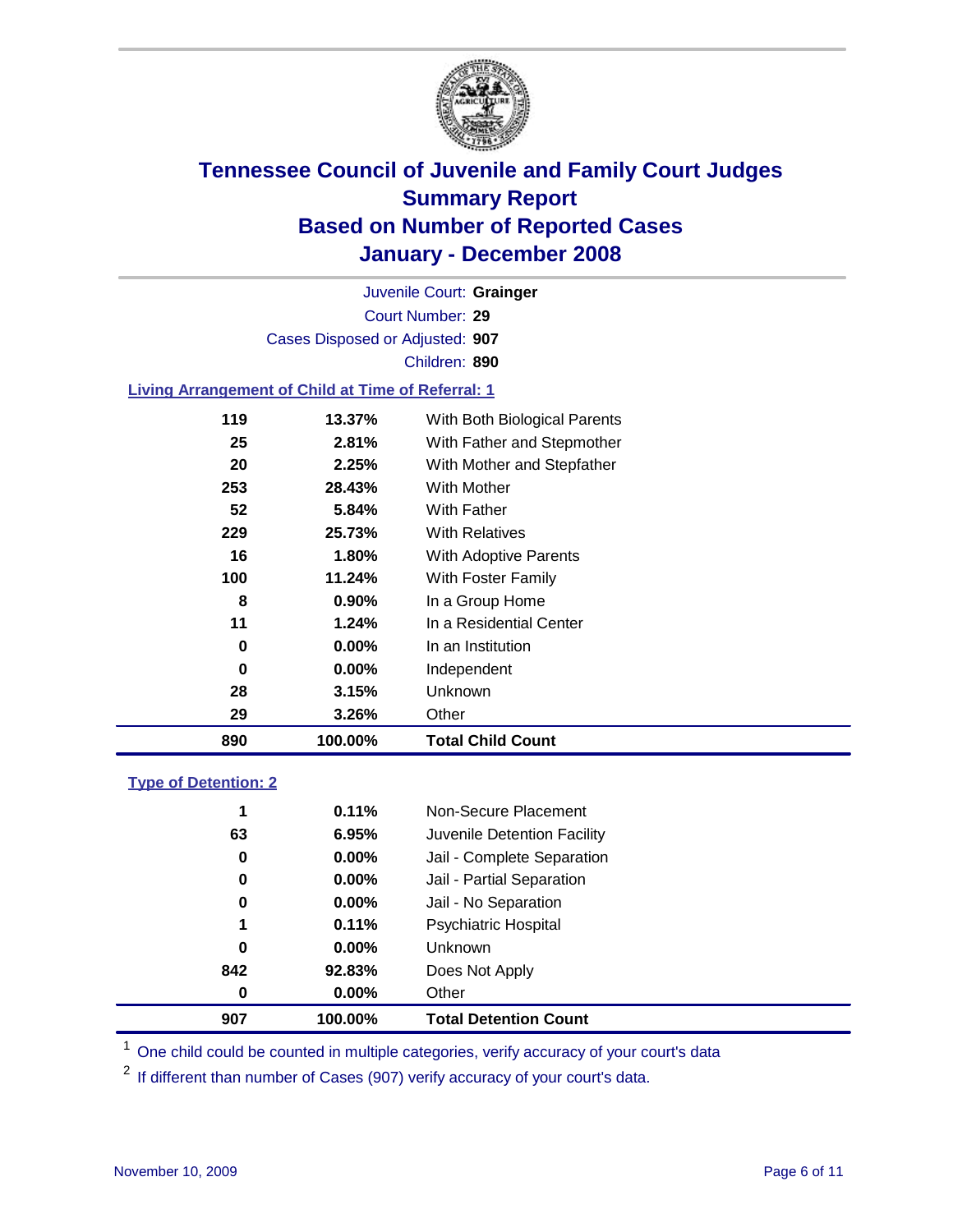# Tennessee Council of Juvenile and Family Court Judges
## Summary Report
## Based on Number of Reported Cases
## January - December 2008

Juvenile Court: **Grainger**
Court Number: **29**
Cases Disposed or Adjusted: **907**
Children: **890**

### Living Arrangement of Child at Time of Referral: 1

| Count | Percent | Category |
|---|---|---|
| 119 | 13.37% | With Both Biological Parents |
| 25 | 2.81% | With Father and Stepmother |
| 20 | 2.25% | With Mother and Stepfather |
| 253 | 28.43% | With Mother |
| 52 | 5.84% | With Father |
| 229 | 25.73% | With Relatives |
| 16 | 1.80% | With Adoptive Parents |
| 100 | 11.24% | With Foster Family |
| 8 | 0.90% | In a Group Home |
| 11 | 1.24% | In a Residential Center |
| 0 | 0.00% | In an Institution |
| 0 | 0.00% | Independent |
| 28 | 3.15% | Unknown |
| 29 | 3.26% | Other |
| **890** | **100.00%** | **Total Child Count** |

### Type of Detention: 2

| Count | Percent | Category |
|---|---|---|
| 1 | 0.11% | Non-Secure Placement |
| 63 | 6.95% | Juvenile Detention Facility |
| 0 | 0.00% | Jail - Complete Separation |
| 0 | 0.00% | Jail - Partial Separation |
| 0 | 0.00% | Jail - No Separation |
| 1 | 0.11% | Psychiatric Hospital |
| 0 | 0.00% | Unknown |
| 842 | 92.83% | Does Not Apply |
| 0 | 0.00% | Other |
| **907** | **100.00%** | **Total Detention Count** |

[1] One child could be counted in multiple categories, verify accuracy of your court's data

[2] If different than number of Cases (907) verify accuracy of your court's data.

November 10, 2009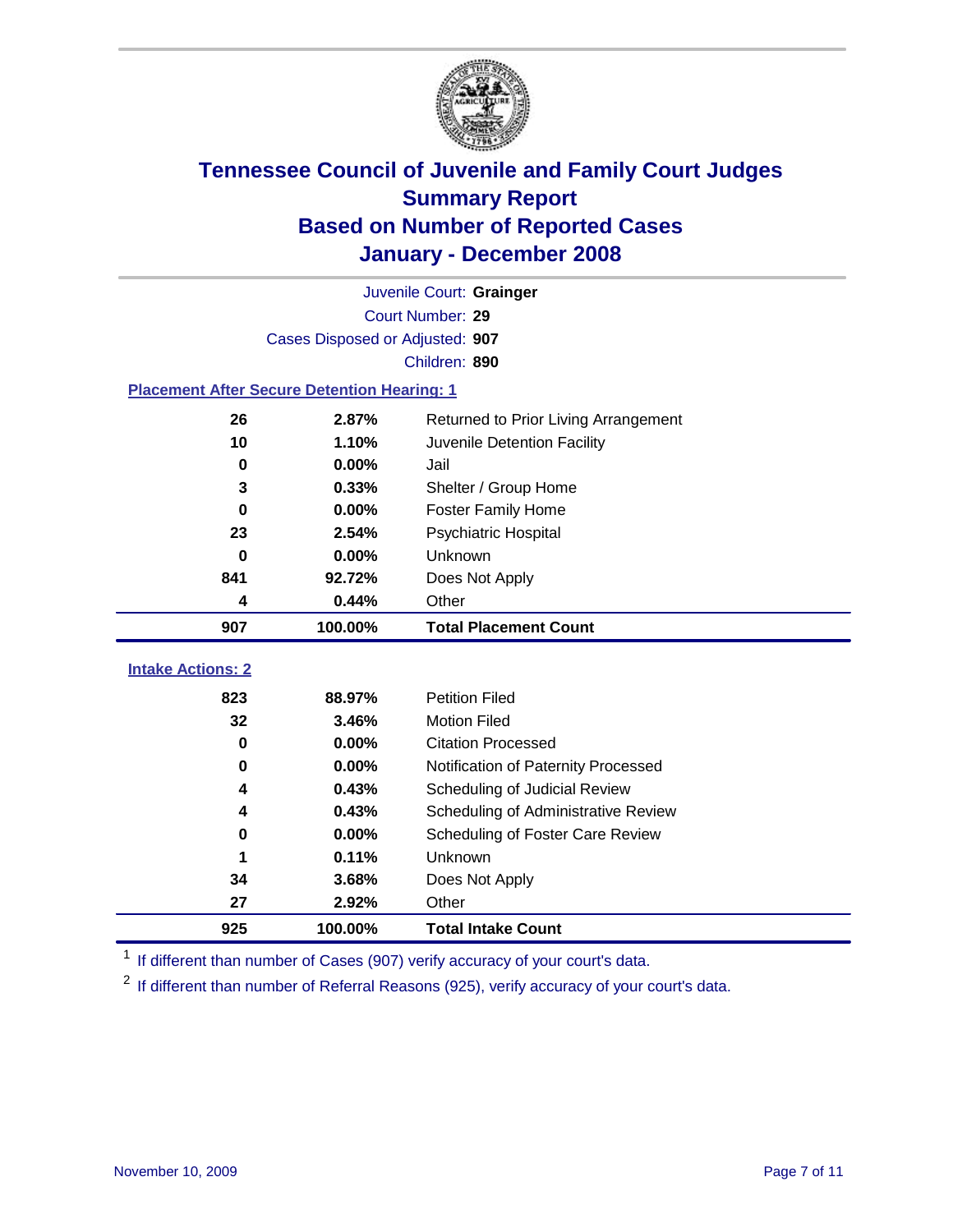# Tennessee Council of Juvenile and Family Court Judges
## Summary Report
## Based on Number of Reported Cases
## January - December 2008

Juvenile Court: **Grainger**
Court Number: **29**
Cases Disposed or Adjusted: **907**
Children: **890**

### Placement After Secure Detention Hearing: 1

| | | |
|---|---|---|
| 26 | 2.87% | Returned to Prior Living Arrangement |
| 10 | 1.10% | Juvenile Detention Facility |
| 0 | 0.00% | Jail |
| 3 | 0.33% | Shelter / Group Home |
| 0 | 0.00% | Foster Family Home |
| 23 | 2.54% | Psychiatric Hospital |
| 0 | 0.00% | Unknown |
| 841 | 92.72% | Does Not Apply |
| 4 | 0.44% | Other |
| **907** | **100.00%** | **Total Placement Count** |

### Intake Actions: 2

| | | |
|---|---|---|
| 823 | 88.97% | Petition Filed |
| 32 | 3.46% | Motion Filed |
| 0 | 0.00% | Citation Processed |
| 0 | 0.00% | Notification of Paternity Processed |
| 4 | 0.43% | Scheduling of Judicial Review |
| 4 | 0.43% | Scheduling of Administrative Review |
| 0 | 0.00% | Scheduling of Foster Care Review |
| 1 | 0.11% | Unknown |
| 34 | 3.68% | Does Not Apply |
| 27 | 2.92% | Other |
| **925** | **100.00%** | **Total Intake Count** |

[1] If different than number of Cases (907) verify accuracy of your court's data.

[2] If different than number of Referral Reasons (925), verify accuracy of your court's data.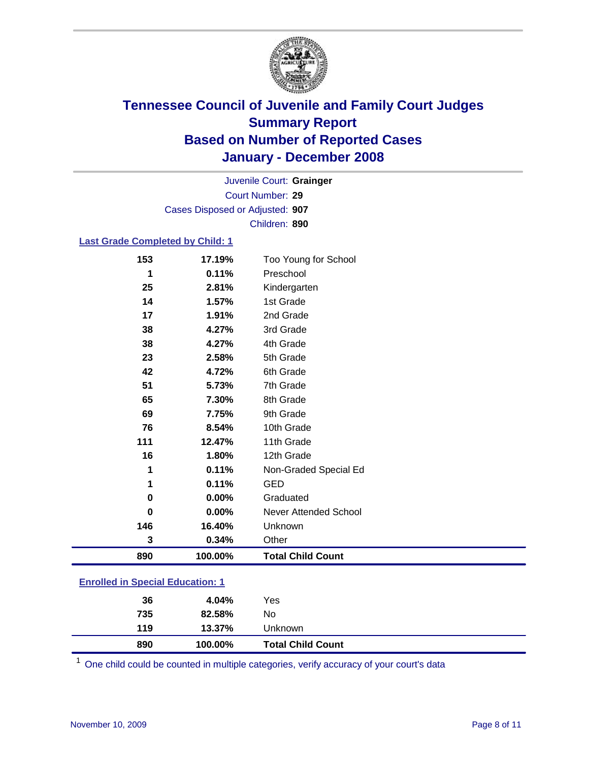# Tennessee Council of Juvenile and Family Court Judges
## Summary Report
## Based on Number of Reported Cases
## January - December 2008

Juvenile Court: **Grainger**
Court Number: **29**
Cases Disposed or Adjusted: **907**
Children: **890**

### Last Grade Completed by Child: 1

| Count | Percent | Category |
|---|---|---|
| 153 | 17.19% | Too Young for School |
| 1 | 0.11% | Preschool |
| 25 | 2.81% | Kindergarten |
| 14 | 1.57% | 1st Grade |
| 17 | 1.91% | 2nd Grade |
| 38 | 4.27% | 3rd Grade |
| 38 | 4.27% | 4th Grade |
| 23 | 2.58% | 5th Grade |
| 42 | 4.72% | 6th Grade |
| 51 | 5.73% | 7th Grade |
| 65 | 7.30% | 8th Grade |
| 69 | 7.75% | 9th Grade |
| 76 | 8.54% | 10th Grade |
| 111 | 12.47% | 11th Grade |
| 16 | 1.80% | 12th Grade |
| 1 | 0.11% | Non-Graded Special Ed |
| 1 | 0.11% | GED |
| 0 | 0.00% | Graduated |
| 0 | 0.00% | Never Attended School |
| 146 | 16.40% | Unknown |
| 3 | 0.34% | Other |
| **890** | **100.00%** | **Total Child Count** |

### Enrolled in Special Education: 1

| Count | Percent | Category |
|---|---|---|
| 36 | 4.04% | Yes |
| 735 | 82.58% | No |
| 119 | 13.37% | Unknown |
| **890** | **100.00%** | **Total Child Count** |

[1] One child could be counted in multiple categories, verify accuracy of your court's data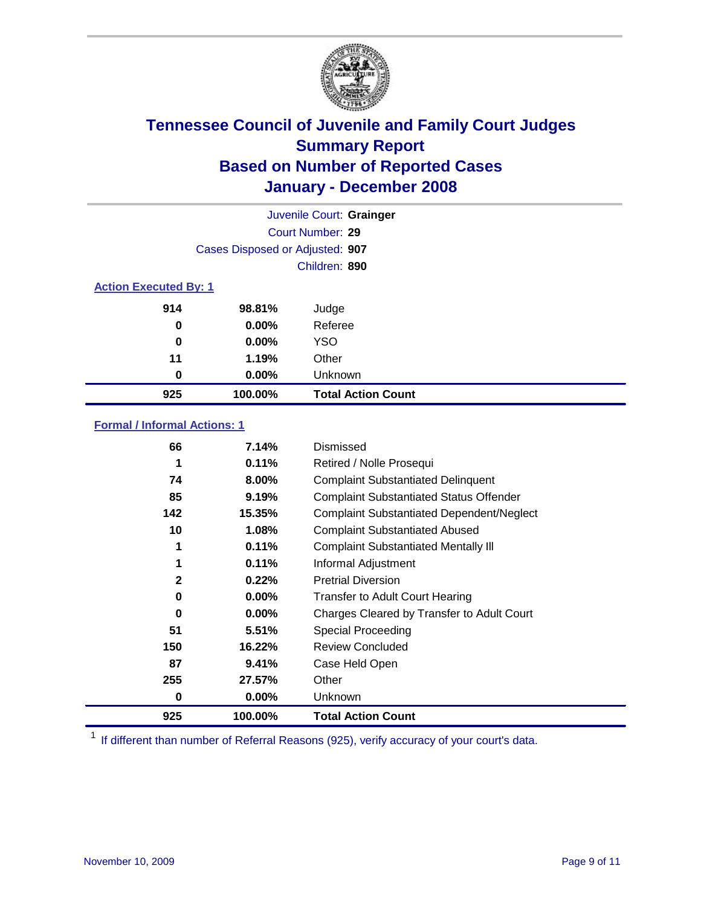# Tennessee Council of Juvenile and Family Court Judges
## Summary Report
## Based on Number of Reported Cases
## January - December 2008

Juvenile Court: **Grainger**
Court Number: **29**
Cases Disposed or Adjusted: **907**
Children: **890**

### Action Executed By: 1

| | | |
|---|---|---|
| 914 | 98.81% | Judge |
| 0 | 0.00% | Referee |
| 0 | 0.00% | YSO |
| 11 | 1.19% | Other |
| 0 | 0.00% | Unknown |
| **925** | **100.00%** | **Total Action Count** |

### Formal / Informal Actions: 1

| | | |
|---|---|---|
| 66 | 7.14% | Dismissed |
| 1 | 0.11% | Retired / Nolle Prosequi |
| 74 | 8.00% | Complaint Substantiated Delinquent |
| 85 | 9.19% | Complaint Substantiated Status Offender |
| 142 | 15.35% | Complaint Substantiated Dependent/Neglect |
| 10 | 1.08% | Complaint Substantiated Abused |
| 1 | 0.11% | Complaint Substantiated Mentally Ill |
| 1 | 0.11% | Informal Adjustment |
| 2 | 0.22% | Pretrial Diversion |
| 0 | 0.00% | Transfer to Adult Court Hearing |
| 0 | 0.00% | Charges Cleared by Transfer to Adult Court |
| 51 | 5.51% | Special Proceeding |
| 150 | 16.22% | Review Concluded |
| 87 | 9.41% | Case Held Open |
| 255 | 27.57% | Other |
| 0 | 0.00% | Unknown |
| **925** | **100.00%** | **Total Action Count** |

[1] If different than number of Referral Reasons (925), verify accuracy of your court's data.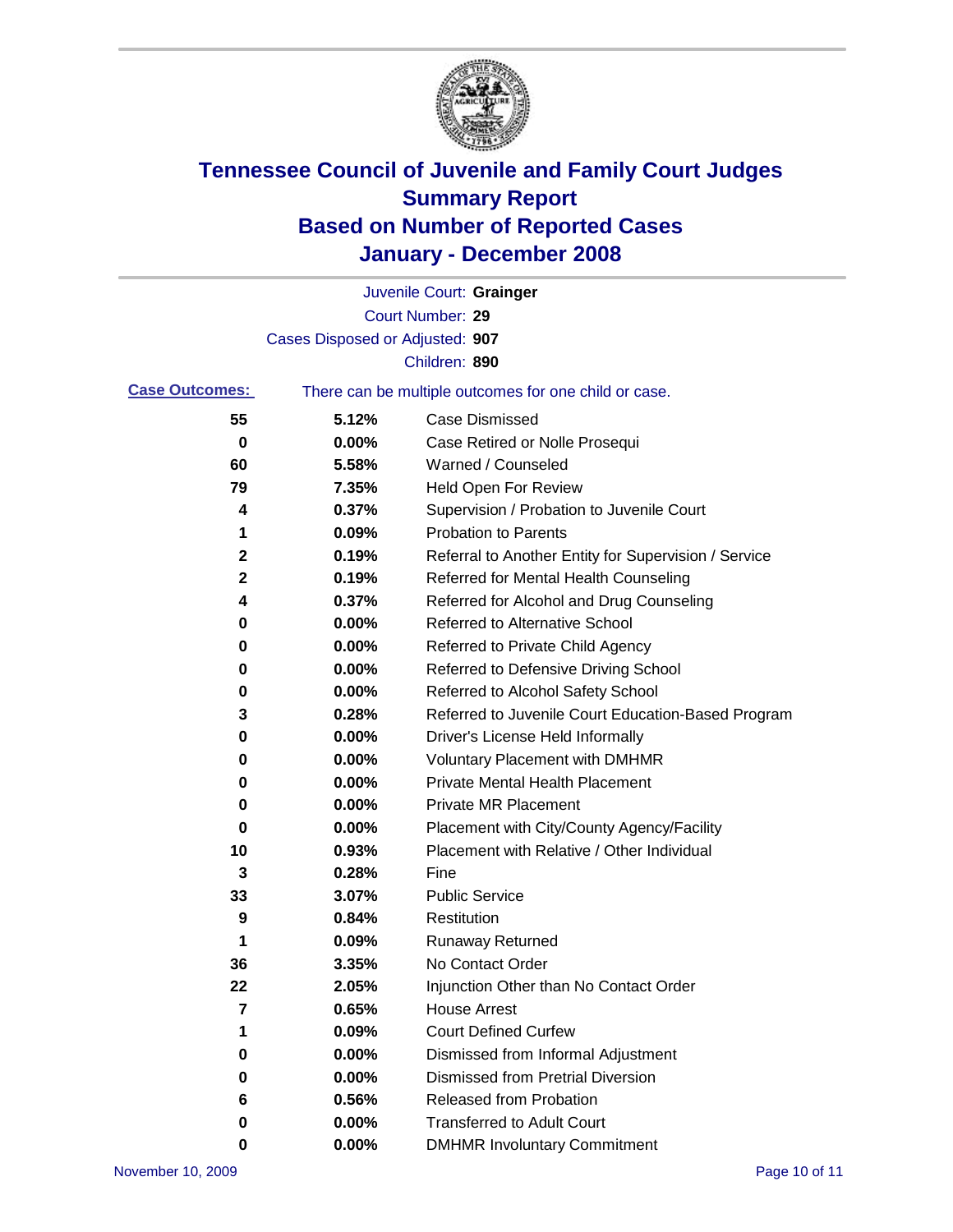# Tennessee Council of Juvenile and Family Court Judges
# Summary Report
# Based on Number of Reported Cases
# January - December 2008

Juvenile Court: **Grainger**

Court Number: **29**

Cases Disposed or Adjusted: **907**

Children: **890**

**Case Outcomes:** There can be multiple outcomes for one child or case.

| Count | Percent | Outcome |
|---|---|---|
| 55 | 5.12% | Case Dismissed |
| 0 | 0.00% | Case Retired or Nolle Prosequi |
| 60 | 5.58% | Warned / Counseled |
| 79 | 7.35% | Held Open For Review |
| 4 | 0.37% | Supervision / Probation to Juvenile Court |
| 1 | 0.09% | Probation to Parents |
| 2 | 0.19% | Referral to Another Entity for Supervision / Service |
| 2 | 0.19% | Referred for Mental Health Counseling |
| 4 | 0.37% | Referred for Alcohol and Drug Counseling |
| 0 | 0.00% | Referred to Alternative School |
| 0 | 0.00% | Referred to Private Child Agency |
| 0 | 0.00% | Referred to Defensive Driving School |
| 0 | 0.00% | Referred to Alcohol Safety School |
| 3 | 0.28% | Referred to Juvenile Court Education-Based Program |
| 0 | 0.00% | Driver's License Held Informally |
| 0 | 0.00% | Voluntary Placement with DMHMR |
| 0 | 0.00% | Private Mental Health Placement |
| 0 | 0.00% | Private MR Placement |
| 0 | 0.00% | Placement with City/County Agency/Facility |
| 10 | 0.93% | Placement with Relative / Other Individual |
| 3 | 0.28% | Fine |
| 33 | 3.07% | Public Service |
| 9 | 0.84% | Restitution |
| 1 | 0.09% | Runaway Returned |
| 36 | 3.35% | No Contact Order |
| 22 | 2.05% | Injunction Other than No Contact Order |
| 7 | 0.65% | House Arrest |
| 1 | 0.09% | Court Defined Curfew |
| 0 | 0.00% | Dismissed from Informal Adjustment |
| 0 | 0.00% | Dismissed from Pretrial Diversion |
| 6 | 0.56% | Released from Probation |
| 0 | 0.00% | Transferred to Adult Court |
| 0 | 0.00% | DMHMR Involuntary Commitment |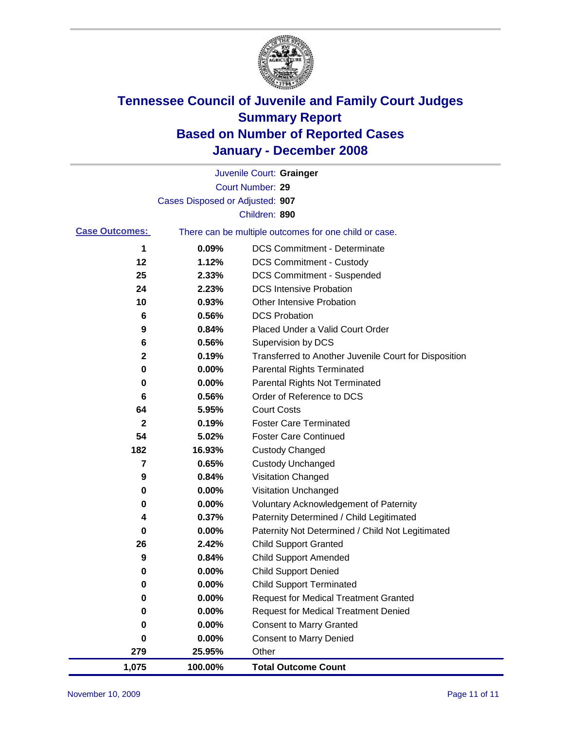# Tennessee Council of Juvenile and Family Court Judges
# Summary Report
# Based on Number of Reported Cases
# January - December 2008

Juvenile Court: **Grainger**

Court Number: **29**

Cases Disposed or Adjusted: **907**

Children: **890**

**Case Outcomes:** There can be multiple outcomes for one child or case.

| | | |
|---|---|---|
| 1 | 0.09% | DCS Commitment - Determinate |
| 12 | 1.12% | DCS Commitment - Custody |
| 25 | 2.33% | DCS Commitment - Suspended |
| 24 | 2.23% | DCS Intensive Probation |
| 10 | 0.93% | Other Intensive Probation |
| 6 | 0.56% | DCS Probation |
| 9 | 0.84% | Placed Under a Valid Court Order |
| 6 | 0.56% | Supervision by DCS |
| 2 | 0.19% | Transferred to Another Juvenile Court for Disposition |
| 0 | 0.00% | Parental Rights Terminated |
| 0 | 0.00% | Parental Rights Not Terminated |
| 6 | 0.56% | Order of Reference to DCS |
| 64 | 5.95% | Court Costs |
| 2 | 0.19% | Foster Care Terminated |
| 54 | 5.02% | Foster Care Continued |
| 182 | 16.93% | Custody Changed |
| 7 | 0.65% | Custody Unchanged |
| 9 | 0.84% | Visitation Changed |
| 0 | 0.00% | Visitation Unchanged |
| 0 | 0.00% | Voluntary Acknowledgement of Paternity |
| 4 | 0.37% | Paternity Determined / Child Legitimated |
| 0 | 0.00% | Paternity Not Determined / Child Not Legitimated |
| 26 | 2.42% | Child Support Granted |
| 9 | 0.84% | Child Support Amended |
| 0 | 0.00% | Child Support Denied |
| 0 | 0.00% | Child Support Terminated |
| 0 | 0.00% | Request for Medical Treatment Granted |
| 0 | 0.00% | Request for Medical Treatment Denied |
| 0 | 0.00% | Consent to Marry Granted |
| 0 | 0.00% | Consent to Marry Denied |
| 279 | 25.95% | Other |
| **1,075** | **100.00%** | **Total Outcome Count** |

November 10, 2009